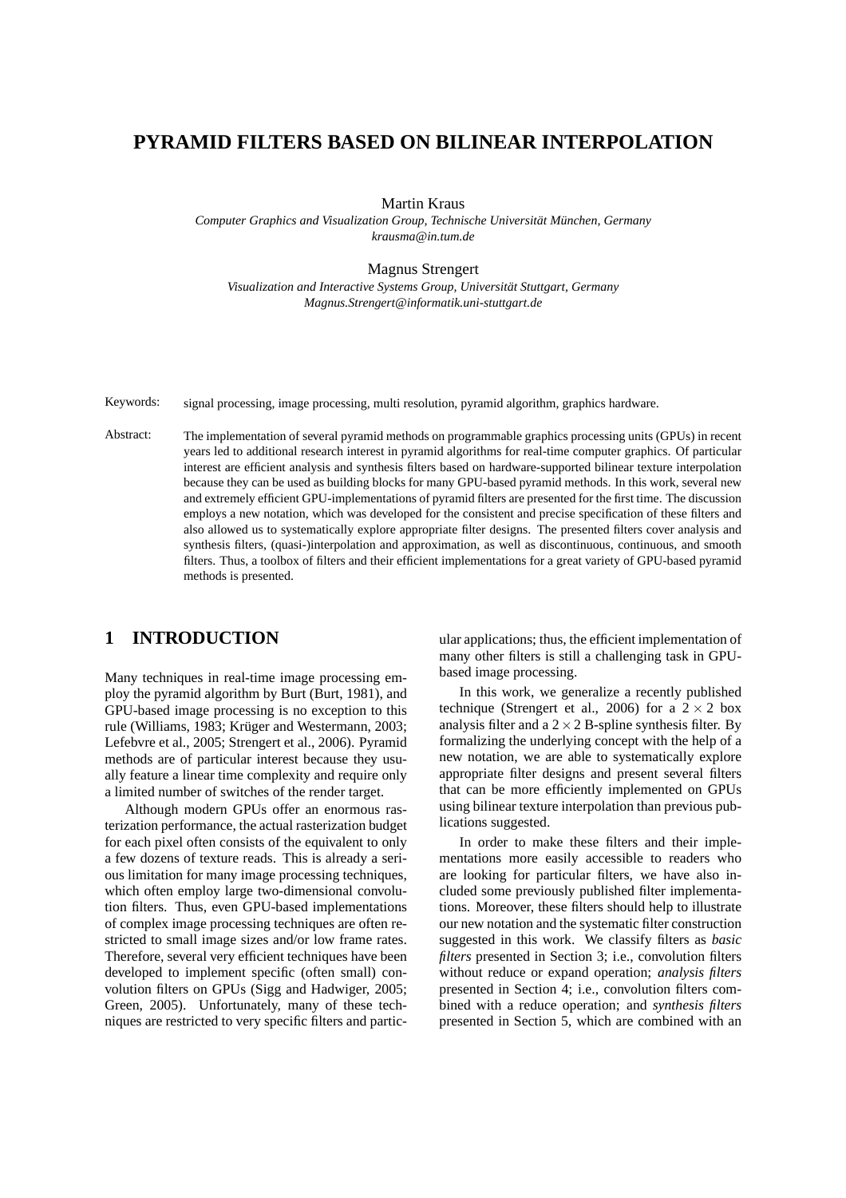# PYRAMID FILTERS BASED ON BILINEAR INTERPOLATION

Martin Kraus
*Computer Graphics and Visualization Group, Technische Universität München, Germany*
*krausma@in.tum.de*

Magnus Strengert
*Visualization and Interactive Systems Group, Universität Stuttgart, Germany*
*Magnus.Strengert@informatik.uni-stuttgart.de*

Keywords: signal processing, image processing, multi resolution, pyramid algorithm, graphics hardware.

Abstract: The implementation of several pyramid methods on programmable graphics processing units (GPUs) in recent years led to additional research interest in pyramid algorithms for real-time computer graphics. Of particular interest are efficient analysis and synthesis filters based on hardware-supported bilinear texture interpolation because they can be used as building blocks for many GPU-based pyramid methods. In this work, several new and extremely efficient GPU-implementations of pyramid filters are presented for the first time. The discussion employs a new notation, which was developed for the consistent and precise specification of these filters and also allowed us to systematically explore appropriate filter designs. The presented filters cover analysis and synthesis filters, (quasi-)interpolation and approximation, as well as discontinuous, continuous, and smooth filters. Thus, a toolbox of filters and their efficient implementations for a great variety of GPU-based pyramid methods is presented.

## 1 INTRODUCTION

Many techniques in real-time image processing employ the pyramid algorithm by Burt (Burt, 1981), and GPU-based image processing is no exception to this rule (Williams, 1983; Krüger and Westermann, 2003; Lefebvre et al., 2005; Strengert et al., 2006). Pyramid methods are of particular interest because they usually feature a linear time complexity and require only a limited number of switches of the render target.

Although modern GPUs offer an enormous rasterization performance, the actual rasterization budget for each pixel often consists of the equivalent to only a few dozens of texture reads. This is already a serious limitation for many image processing techniques, which often employ large two-dimensional convolution filters. Thus, even GPU-based implementations of complex image processing techniques are often restricted to small image sizes and/or low frame rates. Therefore, several very efficient techniques have been developed to implement specific (often small) convolution filters on GPUs (Sigg and Hadwiger, 2005; Green, 2005). Unfortunately, many of these techniques are restricted to very specific filters and particular applications; thus, the efficient implementation of many other filters is still a challenging task in GPU-based image processing.

In this work, we generalize a recently published technique (Strengert et al., 2006) for a $2 \times 2$ box analysis filter and a $2 \times 2$ B-spline synthesis filter. By formalizing the underlying concept with the help of a new notation, we are able to systematically explore appropriate filter designs and present several filters that can be more efficiently implemented on GPUs using bilinear texture interpolation than previous publications suggested.

In order to make these filters and their implementations more easily accessible to readers who are looking for particular filters, we have also included some previously published filter implementations. Moreover, these filters should help to illustrate our new notation and the systematic filter construction suggested in this work. We classify filters as *basic filters* presented in Section 3; i.e., convolution filters without reduce or expand operation; *analysis filters* presented in Section 4; i.e., convolution filters combined with a reduce operation; and *synthesis filters* presented in Section 5, which are combined with an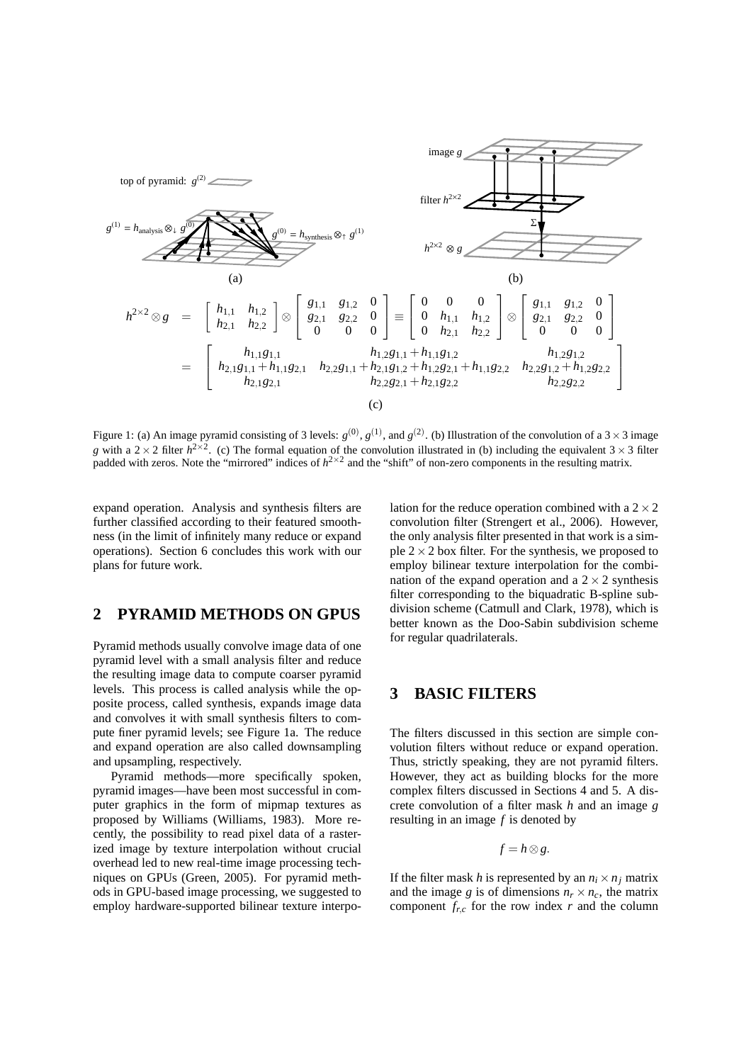$$h^{2\times2} \otimes g = \begin{bmatrix} h_{1,1} & h_{1,2} \\ h_{2,1} & h_{2,2} \end{bmatrix} \otimes \begin{bmatrix} g_{1,1} & g_{1,2} & 0 \\ g_{2,1} & g_{2,2} & 0 \\ 0 & 0 & 0 \end{bmatrix} \equiv \begin{bmatrix} 0 & 0 & 0 \\ 0 & h_{1,1} & h_{1,2} \\ 0 & h_{2,1} & h_{2,2} \end{bmatrix} \otimes \begin{bmatrix} g_{1,1} & g_{1,2} & 0 \\ g_{2,1} & g_{2,2} & 0 \\ 0 & 0 & 0 \end{bmatrix}$$

$$= \begin{bmatrix} h_{1,1}g_{1,1} & h_{1,2}g_{1,1} + h_{1,1}g_{1,2} & h_{1,2}g_{1,2} \\ h_{2,1}g_{1,1} + h_{1,1}g_{2,1} & h_{2,2}g_{1,1} + h_{2,1}g_{1,2} + h_{1,2}g_{2,1} + h_{1,1}g_{2,2} & h_{2,2}g_{1,2} + h_{1,2}g_{2,2} \\ h_{2,1}g_{2,1} & h_{2,2}g_{2,1} + h_{2,1}g_{2,2} & h_{2,2}g_{2,2} \end{bmatrix}$$

(c)

Figure 1: (a) An image pyramid consisting of 3 levels: $g^{(0)}$, $g^{(1)}$, and $g^{(2)}$. (b) Illustration of the convolution of a $3\times3$ image $g$ with a $2\times2$ filter $h^{2\times2}$. (c) The formal equation of the convolution illustrated in (b) including the equivalent $3\times3$ filter padded with zeros. Note the "mirrored" indices of $h^{2\times2}$ and the "shift" of non-zero components in the resulting matrix.

expand operation. Analysis and synthesis filters are further classified according to their featured smoothness (in the limit of infinitely many reduce or expand operations). Section 6 concludes this work with our plans for future work.

## 2 PYRAMID METHODS ON GPUS

Pyramid methods usually convolve image data of one pyramid level with a small analysis filter and reduce the resulting image data to compute coarser pyramid levels. This process is called analysis while the opposite process, called synthesis, expands image data and convolves it with small synthesis filters to compute finer pyramid levels; see Figure 1a. The reduce and expand operation are also called downsampling and upsampling, respectively.

Pyramid methods—more specifically spoken, pyramid images—have been most successful in computer graphics in the form of mipmap textures as proposed by Williams (Williams, 1983). More recently, the possibility to read pixel data of a rasterized image by texture interpolation without crucial overhead led to new real-time image processing techniques on GPUs (Green, 2005). For pyramid methods in GPU-based image processing, we suggested to employ hardware-supported bilinear texture interpolation for the reduce operation combined with a $2\times2$ convolution filter (Strengert et al., 2006). However, the only analysis filter presented in that work is a simple $2\times2$ box filter. For the synthesis, we proposed to employ bilinear texture interpolation for the combination of the expand operation and a $2\times2$ synthesis filter corresponding to the biquadratic B-spline subdivision scheme (Catmull and Clark, 1978), which is better known as the Doo-Sabin subdivision scheme for regular quadrilaterals.

## 3 BASIC FILTERS

The filters discussed in this section are simple convolution filters without reduce or expand operation. Thus, strictly speaking, they are not pyramid filters. However, they act as building blocks for the more complex filters discussed in Sections 4 and 5. A discrete convolution of a filter mask $h$ and an image $g$ resulting in an image $f$ is denoted by

$$f = h \otimes g.$$

If the filter mask $h$ is represented by an $n_i \times n_j$ matrix and the image $g$ is of dimensions $n_r \times n_c$, the matrix component $f_{r,c}$ for the row index $r$ and the column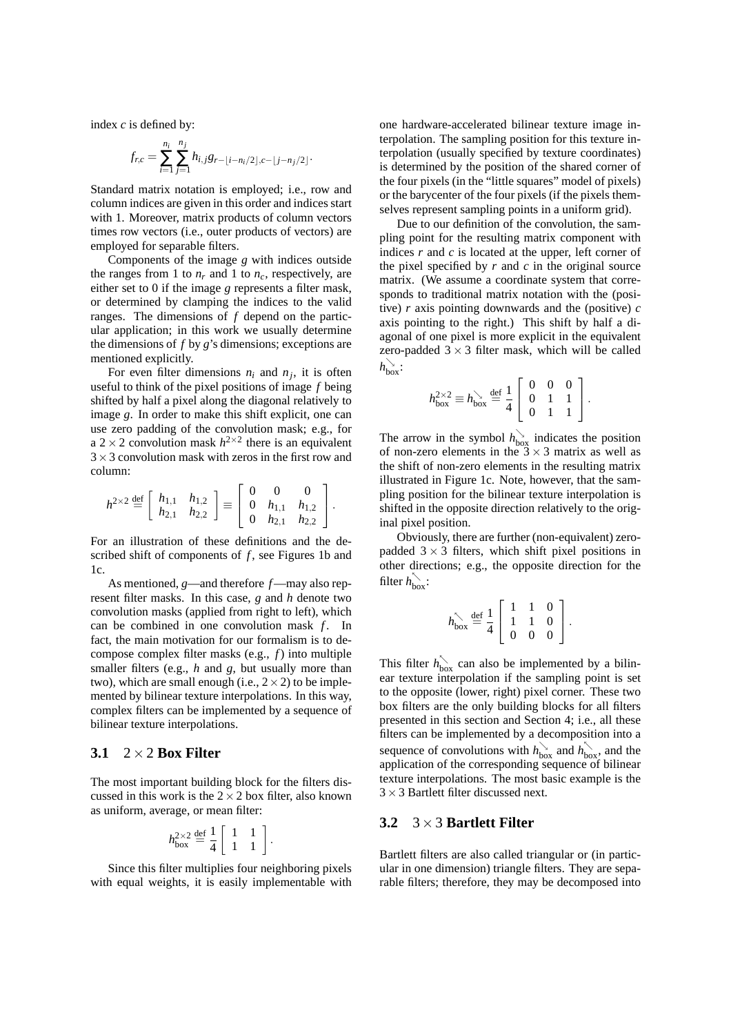index $c$ is defined by:

$$f_{r,c} = \sum_{i=1}^{n_i} \sum_{j=1}^{n_j} h_{i,j} g_{r-\lfloor i-n_i/2 \rfloor, c-\lfloor j-n_j/2 \rfloor}.$$

Standard matrix notation is employed; i.e., row and column indices are given in this order and indices start with 1. Moreover, matrix products of column vectors times row vectors (i.e., outer products of vectors) are employed for separable filters.

Components of the image $g$ with indices outside the ranges from 1 to $n_r$ and 1 to $n_c$, respectively, are either set to 0 if the image $g$ represents a filter mask, or determined by clamping the indices to the valid ranges. The dimensions of $f$ depend on the particular application; in this work we usually determine the dimensions of $f$ by $g$'s dimensions; exceptions are mentioned explicitly.

For even filter dimensions $n_i$ and $n_j$, it is often useful to think of the pixel positions of image $f$ being shifted by half a pixel along the diagonal relatively to image $g$. In order to make this shift explicit, one can use zero padding of the convolution mask; e.g., for a $2 \times 2$ convolution mask $h^{2\times 2}$ there is an equivalent $3 \times 3$ convolution mask with zeros in the first row and column:

$$h^{2\times 2} \stackrel{\text{def}}{=} \begin{bmatrix} h_{1,1} & h_{1,2} \\ h_{2,1} & h_{2,2} \end{bmatrix} \equiv \begin{bmatrix} 0 & 0 & 0 \\ 0 & h_{1,1} & h_{1,2} \\ 0 & h_{2,1} & h_{2,2} \end{bmatrix}.$$

For an illustration of these definitions and the described shift of components of $f$, see Figures 1b and 1c.

As mentioned, $g$—and therefore $f$—may also represent filter masks. In this case, $g$ and $h$ denote two convolution masks (applied from right to left), which can be combined in one convolution mask $f$. In fact, the main motivation for our formalism is to decompose complex filter masks (e.g., $f$) into multiple smaller filters (e.g., $h$ and $g$, but usually more than two), which are small enough (i.e., $2 \times 2$) to be implemented by bilinear texture interpolations. In this way, complex filters can be implemented by a sequence of bilinear texture interpolations.

### 3.1 $2 \times 2$ Box Filter

The most important building block for the filters discussed in this work is the $2 \times 2$ box filter, also known as uniform, average, or mean filter:

$$h_{\text{box}}^{2\times 2} \stackrel{\text{def}}{=} \frac{1}{4} \begin{bmatrix} 1 & 1 \\ 1 & 1 \end{bmatrix}.$$

Since this filter multiplies four neighboring pixels with equal weights, it is easily implementable with one hardware-accelerated bilinear texture image interpolation. The sampling position for this texture interpolation (usually specified by texture coordinates) is determined by the position of the shared corner of the four pixels (in the "little squares" model of pixels) or the barycenter of the four pixels (if the pixels themselves represent sampling points in a uniform grid).

Due to our definition of the convolution, the sampling point for the resulting matrix component with indices $r$ and $c$ is located at the upper, left corner of the pixel specified by $r$ and $c$ in the original source matrix. (We assume a coordinate system that corresponds to traditional matrix notation with the (positive) $r$ axis pointing downwards and the (positive) $c$ axis pointing to the right.) This shift by half a diagonal of one pixel is more explicit in the equivalent zero-padded $3 \times 3$ filter mask, which will be called $h_{\text{box}}^{\searrow}$:

$$h_{\text{box}}^{2\times 2} \equiv h_{\text{box}}^{\searrow} \stackrel{\text{def}}{=} \frac{1}{4} \begin{bmatrix} 0 & 0 & 0 \\ 0 & 1 & 1 \\ 0 & 1 & 1 \end{bmatrix}.$$

The arrow in the symbol $h_{\text{box}}^{\searrow}$ indicates the position of non-zero elements in the $3 \times 3$ matrix as well as the shift of non-zero elements in the resulting matrix illustrated in Figure 1c. Note, however, that the sampling position for the bilinear texture interpolation is shifted in the opposite direction relatively to the original pixel position.

Obviously, there are further (non-equivalent) zero-padded $3 \times 3$ filters, which shift pixel positions in other directions; e.g., the opposite direction for the filter $h_{\text{box}}^{\nwarrow}$:

$$h_{\text{box}}^{\nwarrow} \stackrel{\text{def}}{=} \frac{1}{4} \begin{bmatrix} 1 & 1 & 0 \\ 1 & 1 & 0 \\ 0 & 0 & 0 \end{bmatrix}.$$

This filter $h_{\text{box}}^{\nwarrow}$ can also be implemented by a bilinear texture interpolation if the sampling point is set to the opposite (lower, right) pixel corner. These two box filters are the only building blocks for all filters presented in this section and Section 4; i.e., all these filters can be implemented by a decomposition into a sequence of convolutions with $h_{\text{box}}^{\searrow}$ and $h_{\text{box}}^{\nwarrow}$, and the application of the corresponding sequence of bilinear texture interpolations. The most basic example is the $3 \times 3$ Bartlett filter discussed next.

### 3.2 $3 \times 3$ Bartlett Filter

Bartlett filters are also called triangular or (in particular in one dimension) triangle filters. They are separable filters; therefore, they may be decomposed into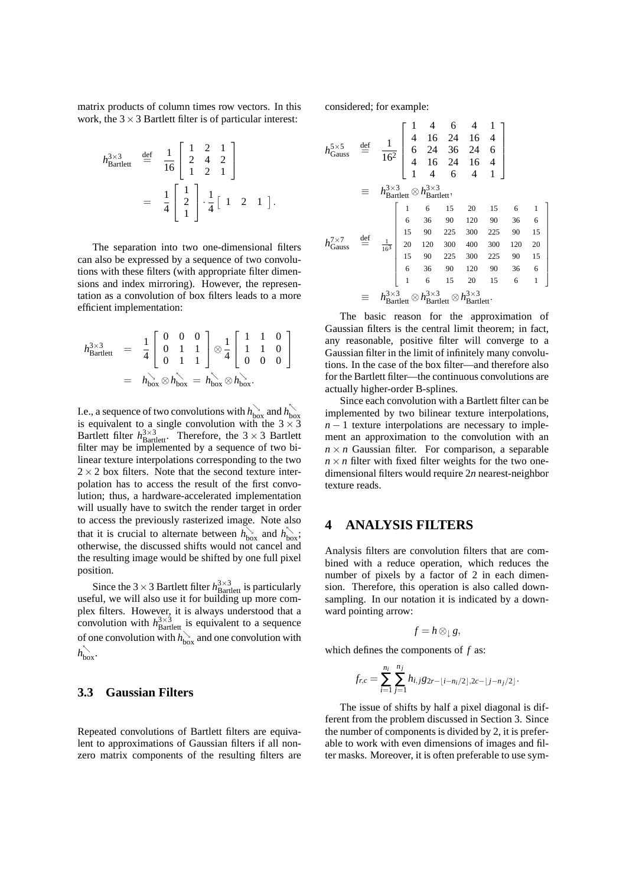matrix products of column times row vectors. In this work, the $3 \times 3$ Bartlett filter is of particular interest:

$$
\begin{aligned}
h^{3\times3}_{\text{Bartlett}} &\stackrel{\text{def}}{=} \frac{1}{16}\begin{bmatrix} 1 & 2 & 1 \\ 2 & 4 & 2 \\ 1 & 2 & 1 \end{bmatrix} \\
&= \frac{1}{4}\begin{bmatrix} 1 \\ 2 \\ 1 \end{bmatrix} \cdot \frac{1}{4}\begin{bmatrix} 1 & 2 & 1 \end{bmatrix}.
\end{aligned}
$$

The separation into two one-dimensional filters can also be expressed by a sequence of two convolutions with these filters (with appropriate filter dimensions and index mirroring). However, the representation as a convolution of box filters leads to a more efficient implementation:

$$
\begin{aligned}
h^{3\times3}_{\text{Bartlett}} &= \frac{1}{4}\begin{bmatrix} 0 & 0 & 0 \\ 0 & 1 & 1 \\ 0 & 1 & 1 \end{bmatrix} \otimes \frac{1}{4}\begin{bmatrix} 1 & 1 & 0 \\ 1 & 1 & 0 \\ 0 & 0 & 0 \end{bmatrix} \\
&= h^{\searrow}_{\text{box}} \otimes h^{\nwarrow}_{\text{box}} = h^{\nwarrow}_{\text{box}} \otimes h^{\searrow}_{\text{box}}.
\end{aligned}
$$

I.e., a sequence of two convolutions with $h^{\searrow}_{\text{box}}$ and $h^{\nwarrow}_{\text{box}}$ is equivalent to a single convolution with the $3 \times 3$ Bartlett filter $h^{3\times3}_{\text{Bartlett}}$. Therefore, the $3 \times 3$ Bartlett filter may be implemented by a sequence of two bilinear texture interpolations corresponding to the two $2 \times 2$ box filters. Note that the second texture interpolation has to access the result of the first convolution; thus, a hardware-accelerated implementation will usually have to switch the render target in order to access the previously rasterized image. Note also that it is crucial to alternate between $h^{\searrow}_{\text{box}}$ and $h^{\nwarrow}_{\text{box}}$; otherwise, the discussed shifts would not cancel and the resulting image would be shifted by one full pixel position.

Since the $3 \times 3$ Bartlett filter $h^{3\times3}_{\text{Bartlett}}$ is particularly useful, we will also use it for building up more complex filters. However, it is always understood that a convolution with $h^{3\times3}_{\text{Bartlett}}$ is equivalent to a sequence of one convolution with $h^{\searrow}_{\text{box}}$ and one convolution with $h^{\nwarrow}_{\text{box}}$.

### 3.3 Gaussian Filters

Repeated convolutions of Bartlett filters are equivalent to approximations of Gaussian filters if all nonzero matrix components of the resulting filters are considered; for example:

$$
\begin{aligned}
h^{5\times5}_{\text{Gauss}} &\stackrel{\text{def}}{=} \frac{1}{16^2}\begin{bmatrix} 1 & 4 & 6 & 4 & 1 \\ 4 & 16 & 24 & 16 & 4 \\ 6 & 24 & 36 & 24 & 6 \\ 4 & 16 & 24 & 16 & 4 \\ 1 & 4 & 6 & 4 & 1 \end{bmatrix} \\
&\equiv h^{3\times3}_{\text{Bartlett}} \otimes h^{3\times3}_{\text{Bartlett}}, \\
h^{7\times7}_{\text{Gauss}} &\stackrel{\text{def}}{=} \frac{1}{16^3}\begin{bmatrix} 1 & 6 & 15 & 20 & 15 & 6 & 1 \\ 6 & 36 & 90 & 120 & 90 & 36 & 6 \\ 15 & 90 & 225 & 300 & 225 & 90 & 15 \\ 20 & 120 & 300 & 400 & 300 & 120 & 20 \\ 15 & 90 & 225 & 300 & 225 & 90 & 15 \\ 6 & 36 & 90 & 120 & 90 & 36 & 6 \\ 1 & 6 & 15 & 20 & 15 & 6 & 1 \end{bmatrix} \\
&\equiv h^{3\times3}_{\text{Bartlett}} \otimes h^{3\times3}_{\text{Bartlett}} \otimes h^{3\times3}_{\text{Bartlett}}.
\end{aligned}
$$

The basic reason for the approximation of Gaussian filters is the central limit theorem; in fact, any reasonable, positive filter will converge to a Gaussian filter in the limit of infinitely many convolutions. In the case of the box filter—and therefore also for the Bartlett filter—the continuous convolutions are actually higher-order B-splines.

Since each convolution with a Bartlett filter can be implemented by two bilinear texture interpolations, $n-1$ texture interpolations are necessary to implement an approximation to the convolution with an $n \times n$ Gaussian filter. For comparison, a separable $n \times n$ filter with fixed filter weights for the two one-dimensional filters would require $2n$ nearest-neighbor texture reads.

## 4 ANALYSIS FILTERS

Analysis filters are convolution filters that are combined with a reduce operation, which reduces the number of pixels by a factor of 2 in each dimension. Therefore, this operation is also called downsampling. In our notation it is indicated by a downward pointing arrow:

$$
f = h \otimes_{\downarrow} g,
$$

which defines the components of $f$ as:

$$
f_{r,c} = \sum_{i=1}^{n_i} \sum_{j=1}^{n_j} h_{i,j} g_{2r-\lfloor i-n_i/2 \rfloor, 2c-\lfloor j-n_j/2 \rfloor}.
$$

The issue of shifts by half a pixel diagonal is different from the problem discussed in Section 3. Since the number of components is divided by 2, it is preferable to work with even dimensions of images and filter masks. Moreover, it is often preferable to use sym-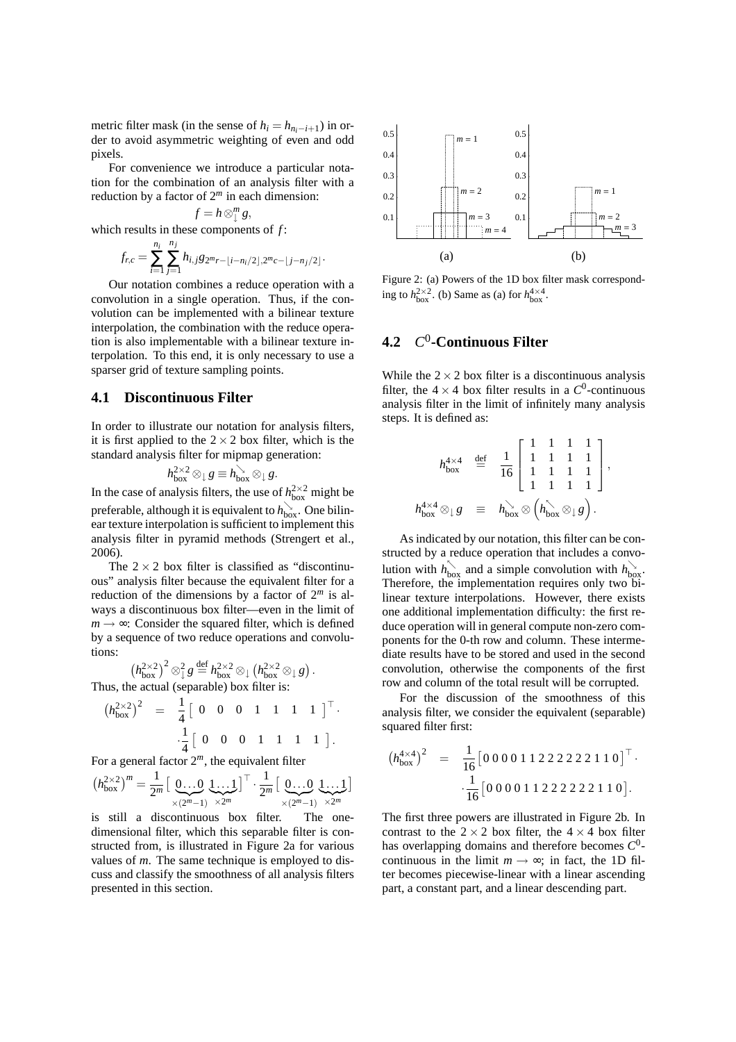metric filter mask (in the sense of $h_i = h_{n_i - i+1}$) in order to avoid asymmetric weighting of even and odd pixels.

For convenience we introduce a particular notation for the combination of an analysis filter with a reduction by a factor of $2^m$ in each dimension:

$$f = h \otimes_{\downarrow}^{m} g,$$

which results in these components of $f$:

$$f_{r,c} = \sum_{i=1}^{n_i} \sum_{j=1}^{n_j} h_{i,j} g_{2^m r - \lfloor i - n_i/2 \rfloor, 2^m c - \lfloor j - n_j/2 \rfloor}.$$

Our notation combines a reduce operation with a convolution in a single operation. Thus, if the convolution can be implemented with a bilinear texture interpolation, the combination with the reduce operation is also implementable with a bilinear texture interpolation. To this end, it is only necessary to use a sparser grid of texture sampling points.

### 4.1 Discontinuous Filter

In order to illustrate our notation for analysis filters, it is first applied to the $2 \times 2$ box filter, which is the standard analysis filter for mipmap generation:

$$h_{\text{box}}^{2\times 2} \otimes_{\downarrow} g \equiv h_{\text{box}}^{\searrow} \otimes_{\downarrow} g.$$

In the case of analysis filters, the use of $h_{\text{box}}^{2\times 2}$ might be preferable, although it is equivalent to $h_{\text{box}}^{\searrow}$. One bilinear texture interpolation is sufficient to implement this analysis filter in pyramid methods (Strengert et al., 2006).

The $2 \times 2$ box filter is classified as "discontinuous" analysis filter because the equivalent filter for a reduction of the dimensions by a factor of $2^m$ is always a discontinuous box filter—even in the limit of $m \to \infty$: Consider the squared filter, which is defined by a sequence of two reduce operations and convolutions:

$$\left(h_{\text{box}}^{2\times 2}\right)^2 \otimes_{\downarrow}^{2} g \stackrel{\text{def}}{=} h_{\text{box}}^{2\times 2} \otimes_{\downarrow} \left(h_{\text{box}}^{2\times 2} \otimes_{\downarrow} g\right).$$

Thus, the actual (separable) box filter is:

$$\left(h_{\text{box}}^{2\times 2}\right)^2 = \frac{1}{4}\left[\begin{array}{cccccccc} 0 & 0 & 0 & 1 & 1 & 1 & 1 \end{array}\right]^{\top} \cdot \frac{1}{4}\left[\begin{array}{cccccccc} 0 & 0 & 0 & 1 & 1 & 1 & 1 \end{array}\right].$$

For a general factor $2^m$, the equivalent filter

$$\left(h_{\text{box}}^{2\times 2}\right)^m = \frac{1}{2^m}\left[\underbrace{0\ldots 0}_{\times(2^m-1)} \underbrace{1\ldots 1}_{\times 2^m}\right]^{\top} \cdot \frac{1}{2^m}\left[\underbrace{0\ldots 0}_{\times(2^m-1)} \underbrace{1\ldots 1}_{\times 2^m}\right]$$

is still a discontinuous box filter. The one-dimensional filter, which this separable filter is constructed from, is illustrated in Figure 2a for various values of $m$. The same technique is employed to discuss and classify the smoothness of all analysis filters presented in this section.

Figure 2: (a) Powers of the 1D box filter mask corresponding to $h_{\text{box}}^{2\times 2}$. (b) Same as (a) for $h_{\text{box}}^{4\times 4}$.

### 4.2 $C^0$-Continuous Filter

While the $2 \times 2$ box filter is a discontinuous analysis filter, the $4 \times 4$ box filter results in a $C^0$-continuous analysis filter in the limit of infinitely many analysis steps. It is defined as:

$$h_{\text{box}}^{4\times 4} \stackrel{\text{def}}{=} \frac{1}{16}\left[\begin{array}{cccc} 1 & 1 & 1 & 1 \\ 1 & 1 & 1 & 1 \\ 1 & 1 & 1 & 1 \\ 1 & 1 & 1 & 1 \end{array}\right],$$

$$h_{\text{box}}^{4\times 4} \otimes_{\downarrow} g \equiv h_{\text{box}}^{\searrow} \otimes \left(h_{\text{box}}^{\nwarrow} \otimes_{\downarrow} g\right).$$

As indicated by our notation, this filter can be constructed by a reduce operation that includes a convolution with $h_{\text{box}}^{\nwarrow}$ and a simple convolution with $h_{\text{box}}^{\searrow}$. Therefore, the implementation requires only two bilinear texture interpolations. However, there exists one additional implementation difficulty: the first reduce operation will in general compute non-zero components for the 0-th row and column. These intermediate results have to be stored and used in the second convolution, otherwise the components of the first row and column of the total result will be corrupted.

For the discussion of the smoothness of this analysis filter, we consider the equivalent (separable) squared filter first:

$$\left(h_{\text{box}}^{4\times 4}\right)^2 = \frac{1}{16}\left[0\,0\,0\,0\,1\,1\,2\,2\,2\,2\,2\,2\,1\,1\,0\right]^{\top} \cdot \frac{1}{16}\left[0\,0\,0\,0\,1\,1\,2\,2\,2\,2\,2\,2\,1\,1\,0\right].$$

The first three powers are illustrated in Figure 2b. In contrast to the $2 \times 2$ box filter, the $4 \times 4$ box filter has overlapping domains and therefore becomes $C^0$-continuous in the limit $m \to \infty$; in fact, the 1D filter becomes piecewise-linear with a linear ascending part, a constant part, and a linear descending part.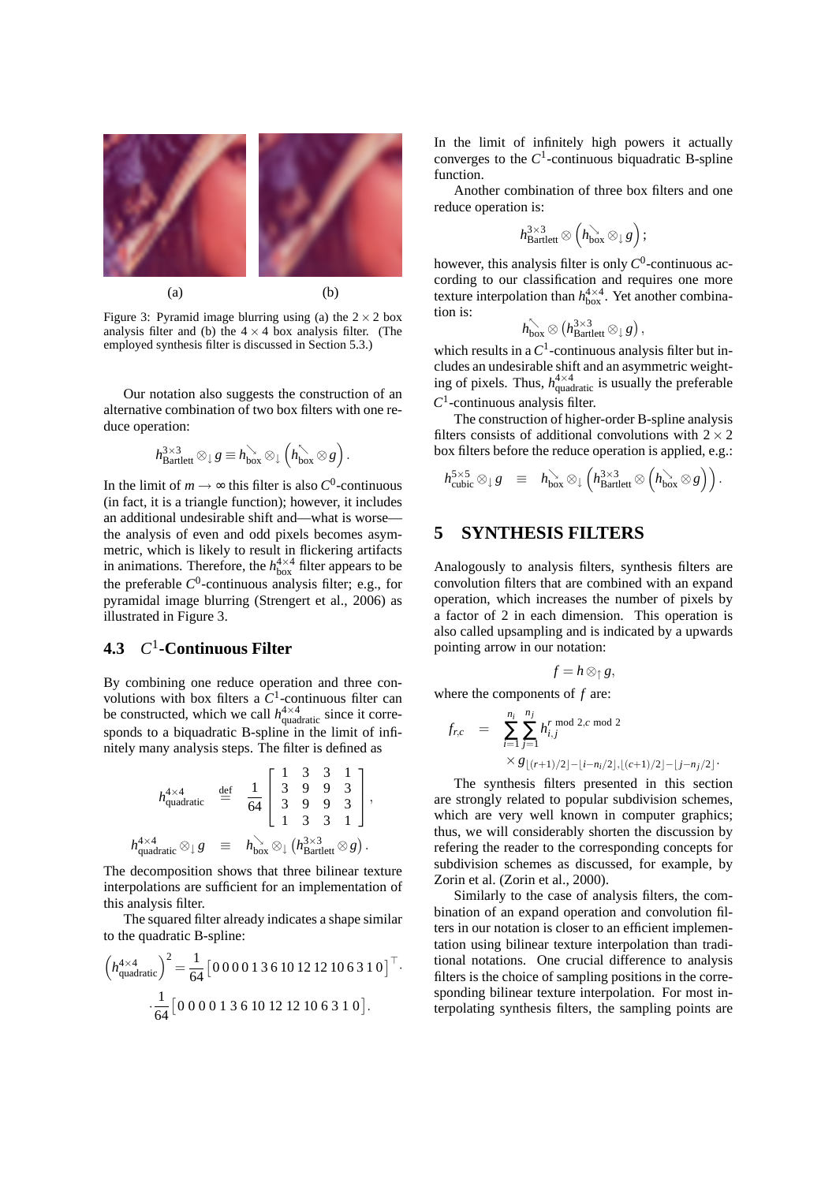(a) (b)

Figure 3: Pyramid image blurring using (a) the $2 \times 2$ box analysis filter and (b) the $4 \times 4$ box analysis filter. (The employed synthesis filter is discussed in Section 5.3.)

Our notation also suggests the construction of an alternative combination of two box filters with one reduce operation:

$$h^{3\times3}_{\text{Bartlett}} \otimes_{\downarrow} g \equiv h_{\text{box}}^{\searrow} \otimes_{\downarrow} \left( h_{\text{box}}^{\nwarrow} \otimes g \right).$$

In the limit of $m \to \infty$ this filter is also $C^0$-continuous (in fact, it is a triangle function); however, it includes an additional undesirable shift and—what is worse—the analysis of even and odd pixels becomes asymmetric, which is likely to result in flickering artifacts in animations. Therefore, the $h^{4\times4}_{\text{box}}$ filter appears to be the preferable $C^0$-continuous analysis filter; e.g., for pyramidal image blurring (Strengert et al., 2006) as illustrated in Figure 3.

### 4.3 $C^1$-Continuous Filter

By combining one reduce operation and three convolutions with box filters a $C^1$-continuous filter can be constructed, which we call $h^{4\times4}_{\text{quadratic}}$ since it corresponds to a biquadratic B-spline in the limit of infinitely many analysis steps. The filter is defined as

$$h^{4\times4}_{\text{quadratic}} \stackrel{\text{def}}{=} \frac{1}{64}\begin{bmatrix} 1 & 3 & 3 & 1 \\ 3 & 9 & 9 & 3 \\ 3 & 9 & 9 & 3 \\ 1 & 3 & 3 & 1 \end{bmatrix},$$

$$h^{4\times4}_{\text{quadratic}} \otimes_{\downarrow} g \equiv h_{\text{box}}^{\searrow} \otimes_{\downarrow} \left( h^{3\times3}_{\text{Bartlett}} \otimes g \right).$$

The decomposition shows that three bilinear texture interpolations are sufficient for an implementation of this analysis filter.

The squared filter already indicates a shape similar to the quadratic B-spline:

$$\left(h^{4\times4}_{\text{quadratic}}\right)^2 = \frac{1}{64}\left[0\;0\;0\;0\;1\;3\;6\;10\;12\;12\;10\;6\;3\;1\;0\right]^{\top} \cdot \frac{1}{64}\left[0\;0\;0\;0\;1\;3\;6\;10\;12\;12\;10\;6\;3\;1\;0\right].$$

In the limit of infinitely high powers it actually converges to the $C^1$-continuous biquadratic B-spline function.

Another combination of three box filters and one reduce operation is:

$$h^{3\times3}_{\text{Bartlett}} \otimes \left( h_{\text{box}}^{\searrow} \otimes_{\downarrow} g \right);$$

however, this analysis filter is only $C^0$-continuous according to our classification and requires one more texture interpolation than $h^{4\times4}_{\text{box}}$. Yet another combination is:

$$h_{\text{box}}^{\nwarrow} \otimes \left( h^{3\times3}_{\text{Bartlett}} \otimes_{\downarrow} g \right),$$

which results in a $C^1$-continuous analysis filter but includes an undesirable shift and an asymmetric weighting of pixels. Thus, $h^{4\times4}_{\text{quadratic}}$ is usually the preferable $C^1$-continuous analysis filter.

The construction of higher-order B-spline analysis filters consists of additional convolutions with $2 \times 2$ box filters before the reduce operation is applied, e.g.:

$$h^{5\times5}_{\text{cubic}} \otimes_{\downarrow} g \equiv h_{\text{box}}^{\searrow} \otimes_{\downarrow} \left( h^{3\times3}_{\text{Bartlett}} \otimes \left( h_{\text{box}}^{\searrow} \otimes g \right) \right).$$

## 5 SYNTHESIS FILTERS

Analogously to analysis filters, synthesis filters are convolution filters that are combined with an expand operation, which increases the number of pixels by a factor of 2 in each dimension. This operation is also called upsampling and is indicated by a upwards pointing arrow in our notation:

$$f = h \otimes_{\uparrow} g,$$

where the components of $f$ are:

$$f_{r,c} = \sum_{i=1}^{n_i} \sum_{j=1}^{n_j} h_{i,j}^{r \bmod 2, c \bmod 2} \times g_{\lfloor (r+1)/2 \rfloor - \lfloor i - n_i/2 \rfloor, \lfloor (c+1)/2 \rfloor - \lfloor j - n_j/2 \rfloor}.$$

The synthesis filters presented in this section are strongly related to popular subdivision schemes, which are very well known in computer graphics; thus, we will considerably shorten the discussion by refering the reader to the corresponding concepts for subdivision schemes as discussed, for example, by Zorin et al. (Zorin et al., 2000).

Similarly to the case of analysis filters, the combination of an expand and convolution filters in our notation is closer to an efficient implementation using bilinear texture interpolation than traditional notations. One crucial difference to analysis filters is the choice of sampling positions in the corresponding bilinear texture interpolation. For most interpolating synthesis filters, the sampling points are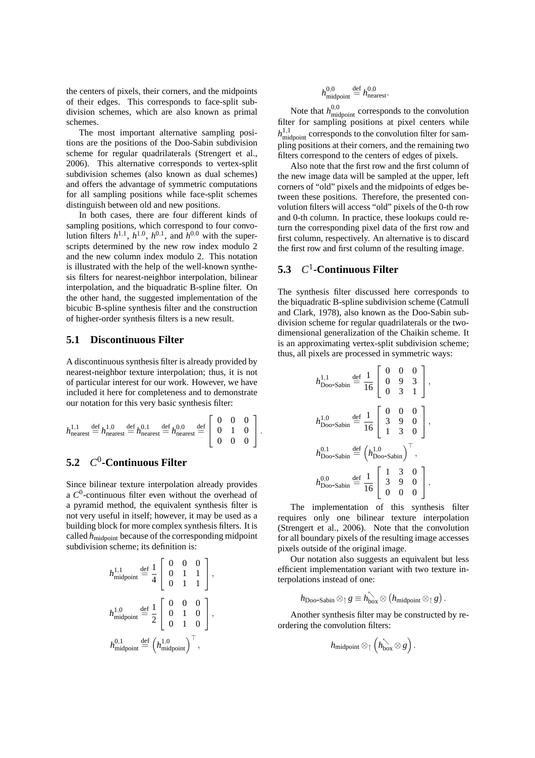the centers of pixels, their corners, and the midpoints of their edges. This corresponds to face-split subdivision schemes, which are also known as primal schemes.

The most important alternative sampling positions are the positions of the Doo-Sabin subdivision scheme for regular quadrilaterals (Strengert et al., 2006). This alternative corresponds to vertex-split subdivision schemes (also known as dual schemes) and offers the advantage of symmetric computations for all sampling positions while face-split schemes distinguish between old and new positions.

In both cases, there are four different kinds of sampling positions, which correspond to four convolution filters $h^{1,1}$, $h^{1,0}$, $h^{0,1}$, and $h^{0,0}$ with the superscripts determined by the new row index modulo 2 and the new column index modulo 2. This notation is illustrated with the help of the well-known synthesis filters for nearest-neighbor interpolation, bilinear interpolation, and the biquadratic B-spline filter. On the other hand, the suggested implementation of the bicubic B-spline synthesis filter and the construction of higher-order synthesis filters is a new result.

## 5.1 Discontinuous Filter

A discontinuous synthesis filter is already provided by nearest-neighbor texture interpolation; thus, it is not of particular interest for our work. However, we have included it here for completeness and to demonstrate our notation for this very basic synthesis filter:

$$h^{1,1}_{\text{nearest}} \stackrel{\text{def}}{=} h^{1,0}_{\text{nearest}} \stackrel{\text{def}}{=} h^{0,1}_{\text{nearest}} \stackrel{\text{def}}{=} h^{0,0}_{\text{nearest}} \stackrel{\text{def}}{=} \begin{bmatrix} 0 & 0 & 0 \\ 0 & 1 & 0 \\ 0 & 0 & 0 \end{bmatrix}.$$

## 5.2 $C^0$-Continuous Filter

Since bilinear texture interpolation already provides a $C^0$-continuous filter even without the overhead of a pyramid method, the equivalent synthesis filter is not very useful in itself; however, it may be used as a building block for more complex synthesis filters. It is called $h_{\text{midpoint}}$ because of the corresponding midpoint subdivision scheme; its definition is:

$$h^{1,1}_{\text{midpoint}} \stackrel{\text{def}}{=} \frac{1}{4}\begin{bmatrix} 0 & 0 & 0 \\ 0 & 1 & 1 \\ 0 & 1 & 1 \end{bmatrix},$$

$$h^{1,0}_{\text{midpoint}} \stackrel{\text{def}}{=} \frac{1}{2}\begin{bmatrix} 0 & 0 & 0 \\ 0 & 1 & 0 \\ 0 & 1 & 0 \end{bmatrix},$$

$$h^{0,1}_{\text{midpoint}} \stackrel{\text{def}}{=} \left(h^{1,0}_{\text{midpoint}}\right)^{\top},$$

$$h^{0,0}_{\text{midpoint}} \stackrel{\text{def}}{=} h^{0,0}_{\text{nearest}}.$$

Note that $h^{0,0}_{\text{midpoint}}$ corresponds to the convolution filter for sampling positions at pixel centers while $h^{1,1}_{\text{midpoint}}$ corresponds to the convolution filter for sampling positions at their corners, and the remaining two filters correspond to the centers of edges of pixels.

Also note that the first row and the first column of the new image data will be sampled at the upper, left corners of "old" pixels and the midpoints of edges between these positions. Therefore, the presented convolution filters will access "old" pixels of the 0-th row and 0-th column. In practice, these lookups could return the corresponding pixel data of the first row and first column, respectively. An alternative is to discard the first row and first column of the resulting image.

## 5.3 $C^1$-Continuous Filter

The synthesis filter discussed here corresponds to the biquadratic B-spline subdivision scheme (Catmull and Clark, 1978), also known as the Doo-Sabin subdivision scheme for regular quadrilaterals or the two-dimensional generalization of the Chaikin scheme. It is an approximating vertex-split subdivision scheme; thus, all pixels are processed in symmetric ways:

$$h^{1,1}_{\text{Doo-Sabin}} \stackrel{\text{def}}{=} \frac{1}{16}\begin{bmatrix} 0 & 0 & 0 \\ 0 & 9 & 3 \\ 0 & 3 & 1 \end{bmatrix},$$

$$h^{1,0}_{\text{Doo-Sabin}} \stackrel{\text{def}}{=} \frac{1}{16}\begin{bmatrix} 0 & 0 & 0 \\ 3 & 9 & 0 \\ 1 & 3 & 0 \end{bmatrix},$$

$$h^{0,1}_{\text{Doo-Sabin}} \stackrel{\text{def}}{=} \left(h^{1,0}_{\text{Doo-Sabin}}\right)^{\top},$$

$$h^{0,0}_{\text{Doo-Sabin}} \stackrel{\text{def}}{=} \frac{1}{16}\begin{bmatrix} 1 & 3 & 0 \\ 3 & 9 & 0 \\ 0 & 0 & 0 \end{bmatrix}.$$

The implementation of this synthesis filter requires only one bilinear texture interpolation (Strengert et al., 2006). Note that the convolution for all boundary pixels of the resulting image accesses pixels outside of the original image.

Our notation also suggests an equivalent but less efficient implementation variant with two texture interpolations instead of one:

$$h_{\text{Doo-Sabin}} \otimes_{\uparrow} g \equiv h^{\nwarrow}_{\text{box}} \otimes \left(h_{\text{midpoint}} \otimes_{\uparrow} g\right).$$

Another synthesis filter may be constructed by reordering the convolution filters:

$$h_{\text{midpoint}} \otimes_{\uparrow} \left(h^{\nwarrow}_{\text{box}} \otimes g\right).$$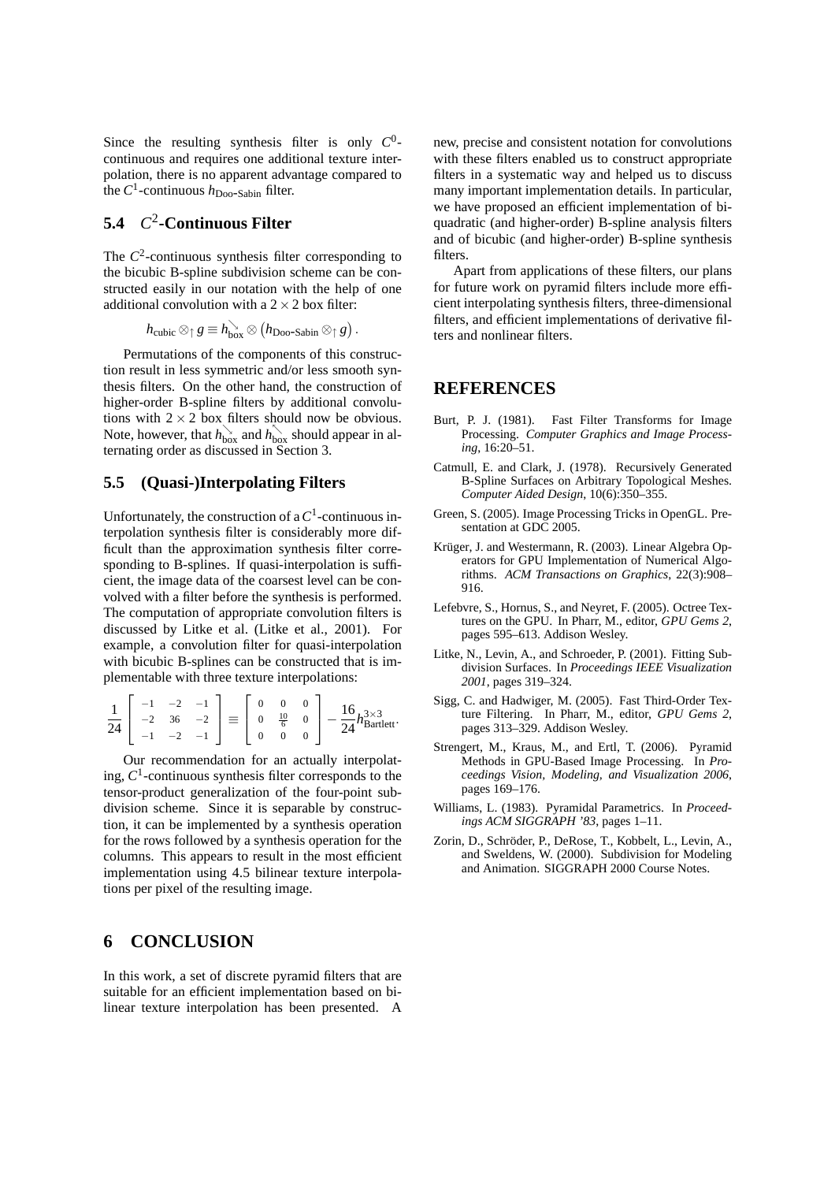Since the resulting synthesis filter is only $C^0$-continuous and requires one additional texture interpolation, there is no apparent advantage compared to the $C^1$-continuous $h_{\text{Doo-Sabin}}$ filter.

## 5.4 $C^2$-Continuous Filter

The $C^2$-continuous synthesis filter corresponding to the bicubic B-spline subdivision scheme can be constructed easily in our notation with the help of one additional convolution with a $2 \times 2$ box filter:

$$h_{\text{cubic}} \otimes_{\uparrow} g \equiv h_{\text{box}}^{\searrow} \otimes \left(h_{\text{Doo-Sabin}} \otimes_{\uparrow} g\right).$$

Permutations of the components of this construction result in less symmetric and/or less smooth synthesis filters. On the other hand, the construction of higher-order B-spline filters by additional convolutions with $2 \times 2$ box filters should now be obvious. Note, however, that $h_{\text{box}}^{\searrow}$ and $h_{\text{box}}^{\nwarrow}$ should appear in alternating order as discussed in Section 3.

## 5.5 (Quasi-)Interpolating Filters

Unfortunately, the construction of a $C^1$-continuous interpolation synthesis filter is considerably more difficult than the approximation synthesis filter corresponding to B-splines. If quasi-interpolation is sufficient, the image data of the coarsest level can be convolved with a filter before the synthesis is performed. The computation of appropriate convolution filters is discussed by Litke et al. (Litke et al., 2001). For example, a convolution filter for quasi-interpolation with bicubic B-splines can be constructed that is implementable with three texture interpolations:

$$\frac{1}{24}\begin{bmatrix} -1 & -2 & -1 \\ -2 & 36 & -2 \\ -1 & -2 & -1 \end{bmatrix} \equiv \begin{bmatrix} 0 & 0 & 0 \\ 0 & \frac{10}{6} & 0 \\ 0 & 0 & 0 \end{bmatrix} - \frac{16}{24} h_{\text{Bartlett}}^{3\times3}.$$

Our recommendation for an actually interpolating, $C^1$-continuous synthesis filter corresponds to the tensor-product generalization of the four-point subdivision scheme. Since it is separable by construction, it can be implemented by a synthesis operation for the rows followed by a synthesis operation for the columns. This appears to result in the most efficient implementation using 4.5 bilinear texture interpolations per pixel of the resulting image.

# 6 CONCLUSION

In this work, a set of discrete pyramid filters that are suitable for an efficient implementation based on bilinear texture interpolation has been presented. A new, precise and consistent notation for convolutions with these filters enabled us to construct appropriate filters in a systematic way and helped us to discuss many important implementation details. In particular, we have proposed an efficient implementation of biquadratic (and higher-order) B-spline analysis filters and of bicubic (and higher-order) B-spline synthesis filters.

Apart from applications of these filters, our plans for future work on pyramid filters include more efficient interpolating synthesis filters, three-dimensional filters, and efficient implementations of derivative filters and nonlinear filters.

# REFERENCES

Burt, P. J. (1981). Fast Filter Transforms for Image Processing. *Computer Graphics and Image Processing*, 16:20–51.

Catmull, E. and Clark, J. (1978). Recursively Generated B-Spline Surfaces on Arbitrary Topological Meshes. *Computer Aided Design*, 10(6):350–355.

Green, S. (2005). Image Processing Tricks in OpenGL. Presentation at GDC 2005.

Krüger, J. and Westermann, R. (2003). Linear Algebra Operators for GPU Implementation of Numerical Algorithms. *ACM Transactions on Graphics*, 22(3):908–916.

Lefebvre, S., Hornus, S., and Neyret, F. (2005). Octree Textures on the GPU. In Pharr, M., editor, *GPU Gems 2*, pages 595–613. Addison Wesley.

Litke, N., Levin, A., and Schroeder, P. (2001). Fitting Subdivision Surfaces. In *Proceedings IEEE Visualization 2001*, pages 319–324.

Sigg, C. and Hadwiger, M. (2005). Fast Third-Order Texture Filtering. In Pharr, M., editor, *GPU Gems 2*, pages 313–329. Addison Wesley.

Strengert, M., Kraus, M., and Ertl, T. (2006). Pyramid Methods in GPU-Based Image Processing. In *Proceedings Vision, Modeling, and Visualization 2006*, pages 169–176.

Williams, L. (1983). Pyramidal Parametrics. In *Proceedings ACM SIGGRAPH '83*, pages 1–11.

Zorin, D., Schröder, P., DeRose, T., Kobbelt, L., Levin, A., and Sweldens, W. (2000). Subdivision for Modeling and Animation. SIGGRAPH 2000 Course Notes.